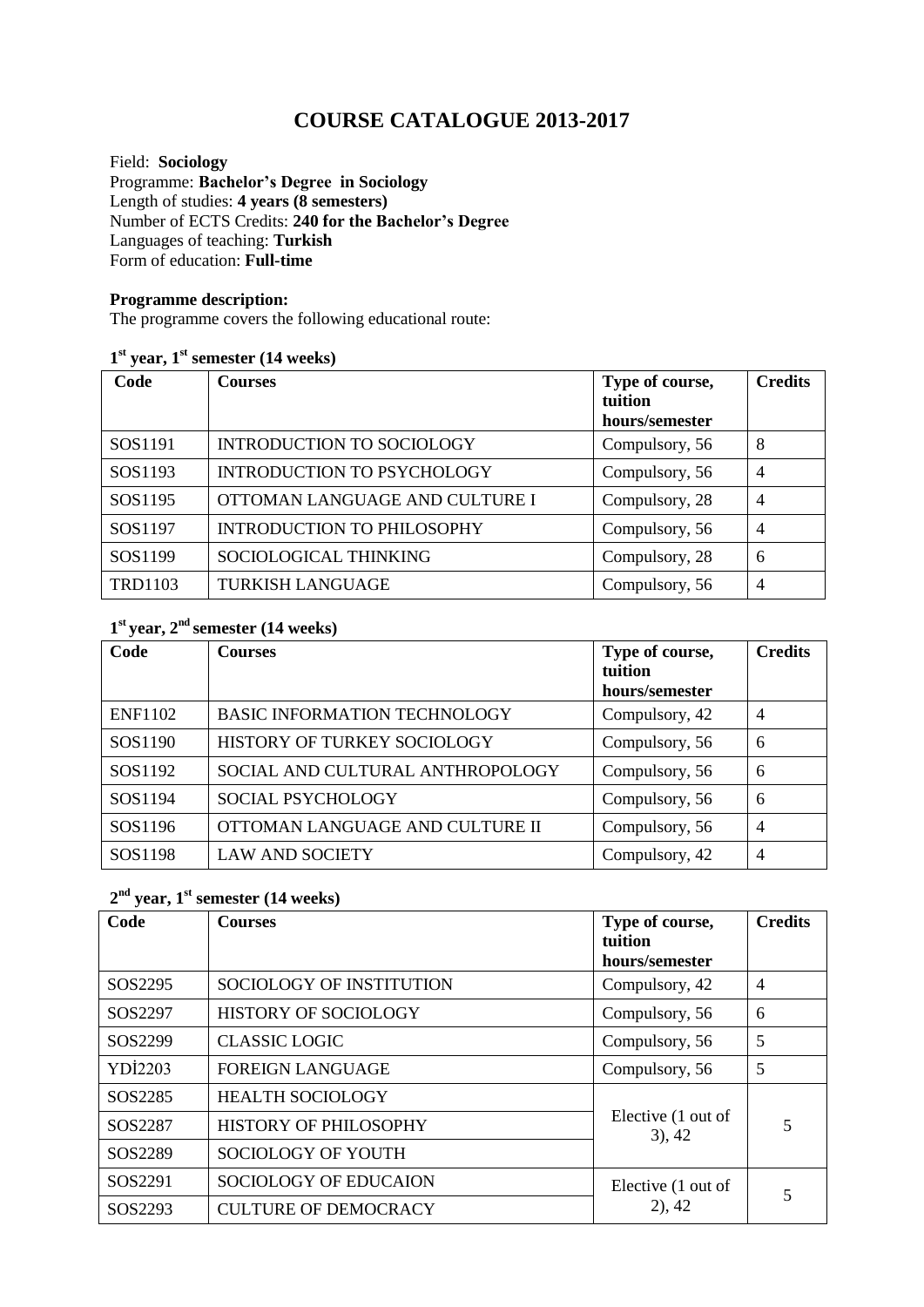# COURSE CATALOGUE 2013-2017

Field: **Sociology**
Programme: **Bachelor's Degree in Sociology**
Length of studies: **4 years (8 semesters)**
Number of ECTS Credits: **240 for the Bachelor's Degree**
Languages of teaching: **Turkish**
Form of education: **Full-time**

**Programme description:**
The programme covers the following educational route:

### 1st year, 1st semester (14 weeks)

| Code | Courses | Type of course, tuition hours/semester | Credits |
|---|---|---|---|
| SOS1191 | INTRODUCTION TO SOCIOLOGY | Compulsory, 56 | 8 |
| SOS1193 | INTRODUCTION TO PSYCHOLOGY | Compulsory, 56 | 4 |
| SOS1195 | OTTOMAN LANGUAGE AND CULTURE I | Compulsory, 28 | 4 |
| SOS1197 | INTRODUCTION TO PHILOSOPHY | Compulsory, 56 | 4 |
| SOS1199 | SOCIOLOGICAL THINKING | Compulsory, 28 | 6 |
| TRD1103 | TURKISH LANGUAGE | Compulsory, 56 | 4 |

### 1st year, 2nd semester (14 weeks)

| Code | Courses | Type of course, tuition hours/semester | Credits |
|---|---|---|---|
| ENF1102 | BASIC INFORMATION TECHNOLOGY | Compulsory, 42 | 4 |
| SOS1190 | HISTORY OF TURKEY SOCIOLOGY | Compulsory, 56 | 6 |
| SOS1192 | SOCIAL AND CULTURAL ANTHROPOLOGY | Compulsory, 56 | 6 |
| SOS1194 | SOCIAL PSYCHOLOGY | Compulsory, 56 | 6 |
| SOS1196 | OTTOMAN LANGUAGE AND CULTURE II | Compulsory, 56 | 4 |
| SOS1198 | LAW AND SOCIETY | Compulsory, 42 | 4 |

### 2nd year, 1st semester (14 weeks)

| Code | Courses | Type of course, tuition hours/semester | Credits |
|---|---|---|---|
| SOS2295 | SOCIOLOGY OF INSTITUTION | Compulsory, 42 | 4 |
| SOS2297 | HISTORY OF SOCIOLOGY | Compulsory, 56 | 6 |
| SOS2299 | CLASSIC LOGIC | Compulsory, 56 | 5 |
| YDİ2203 | FOREIGN LANGUAGE | Compulsory, 56 | 5 |
| SOS2285 | HEALTH SOCIOLOGY | Elective (1 out of 3), 42 | 5 |
| SOS2287 | HISTORY OF PHILOSOPHY | | |
| SOS2289 | SOCIOLOGY OF YOUTH | | |
| SOS2291 | SOCIOLOGY OF EDUCAION | Elective (1 out of 2), 42 | 5 |
| SOS2293 | CULTURE OF DEMOCRACY | | |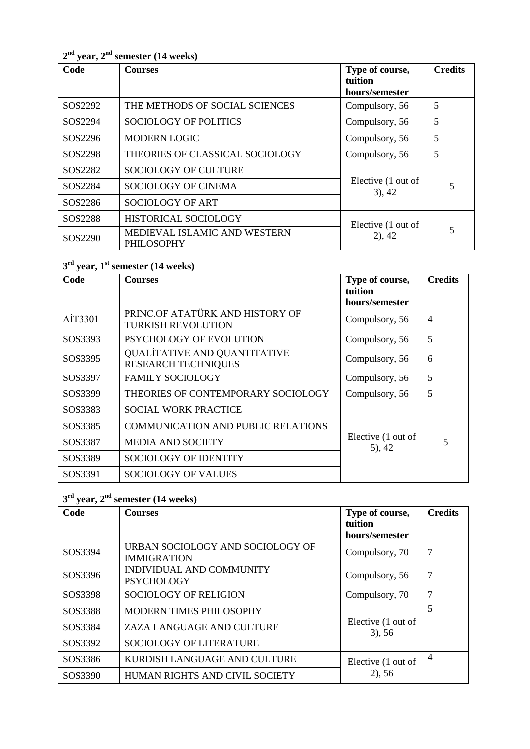**2nd year, 2nd semester (14 weeks)**

| Code | Courses | Type of course, tuition hours/semester | Credits |
|---|---|---|---|
| SOS2292 | THE METHODS OF SOCIAL SCIENCES | Compulsory, 56 | 5 |
| SOS2294 | SOCIOLOGY OF POLITICS | Compulsory, 56 | 5 |
| SOS2296 | MODERN LOGIC | Compulsory, 56 | 5 |
| SOS2298 | THEORIES OF CLASSICAL SOCIOLOGY | Compulsory, 56 | 5 |
| SOS2282 | SOCIOLOGY OF CULTURE | Elective (1 out of 3), 42 | 5 |
| SOS2284 | SOCIOLOGY OF CINEMA | | |
| SOS2286 | SOCIOLOGY OF ART | | |
| SOS2288 | HISTORICAL SOCIOLOGY | Elective (1 out of 2), 42 | 5 |
| SOS2290 | MEDIEVAL ISLAMIC AND WESTERN PHILOSOPHY | | |

**3rd year, 1st semester (14 weeks)**

| Code | Courses | Type of course, tuition hours/semester | Credits |
|---|---|---|---|
| AİT3301 | PRINC.OF ATATÜRK AND HISTORY OF TURKISH REVOLUTION | Compulsory, 56 | 4 |
| SOS3393 | PSYCHOLOGY OF EVOLUTION | Compulsory, 56 | 5 |
| SOS3395 | QUALİTATIVE AND QUANTITATIVE RESEARCH TECHNIQUES | Compulsory, 56 | 6 |
| SOS3397 | FAMILY SOCIOLOGY | Compulsory, 56 | 5 |
| SOS3399 | THEORIES OF CONTEMPORARY SOCIOLOGY | Compulsory, 56 | 5 |
| SOS3383 | SOCIAL WORK PRACTICE | Elective (1 out of 5), 42 | 5 |
| SOS3385 | COMMUNICATION AND PUBLIC RELATIONS | | |
| SOS3387 | MEDIA AND SOCIETY | | |
| SOS3389 | SOCIOLOGY OF IDENTITY | | |
| SOS3391 | SOCIOLOGY OF VALUES | | |

**3rd year, 2nd semester (14 weeks)**

| Code | Courses | Type of course, tuition hours/semester | Credits |
|---|---|---|---|
| SOS3394 | URBAN SOCIOLOGY AND SOCIOLOGY OF IMMIGRATION | Compulsory, 70 | 7 |
| SOS3396 | INDIVIDUAL AND COMMUNITY PSYCHOLOGY | Compulsory, 56 | 7 |
| SOS3398 | SOCIOLOGY OF RELIGION | Compulsory, 70 | 7 |
| SOS3388 | MODERN TIMES PHILOSOPHY | Elective (1 out of 3), 56 | 5 |
| SOS3384 | ZAZA LANGUAGE AND CULTURE | | |
| SOS3392 | SOCIOLOGY OF LITERATURE | | |
| SOS3386 | KURDISH LANGUAGE AND CULTURE | Elective (1 out of 2), 56 | 4 |
| SOS3390 | HUMAN RIGHTS AND CIVIL SOCIETY | | |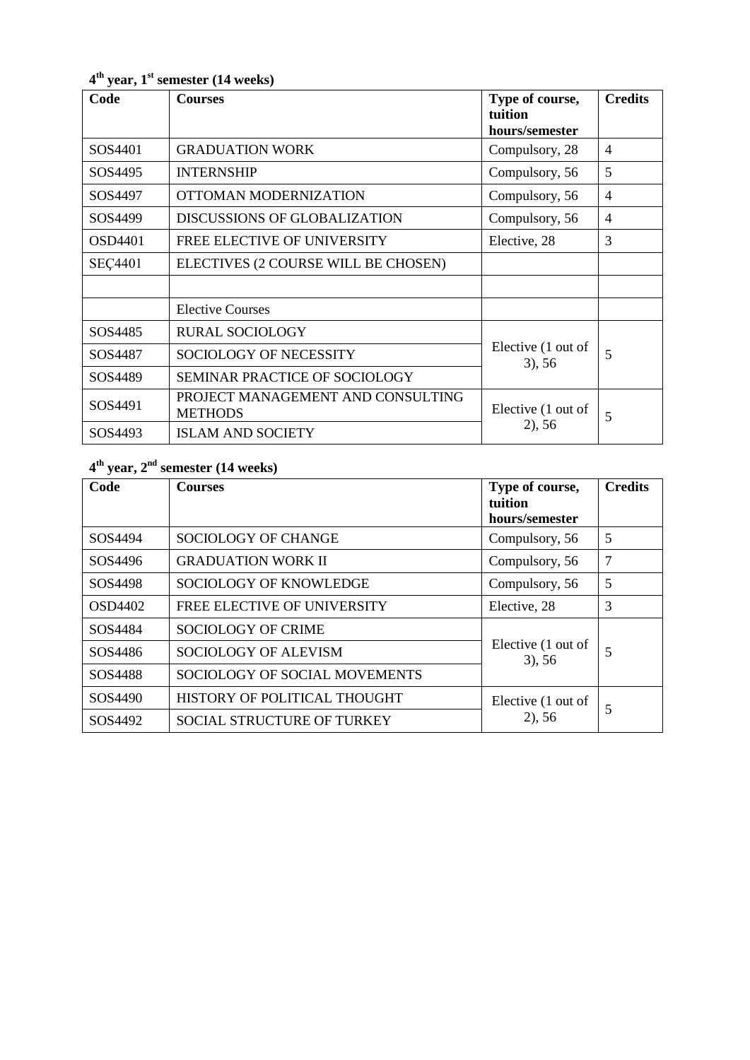**4th year, 1st semester (14 weeks)**

| Code | Courses | Type of course, tuition hours/semester | Credits |
|---|---|---|---|
| SOS4401 | GRADUATION WORK | Compulsory, 28 | 4 |
| SOS4495 | INTERNSHIP | Compulsory, 56 | 5 |
| SOS4497 | OTTOMAN MODERNIZATION | Compulsory, 56 | 4 |
| SOS4499 | DISCUSSIONS OF GLOBALIZATION | Compulsory, 56 | 4 |
| OSD4401 | FREE ELECTIVE OF UNIVERSITY | Elective, 28 | 3 |
| SEÇ4401 | ELECTIVES (2 COURSE WILL BE CHOSEN) | | |
| | | | |
| | Elective Courses | | |
| SOS4485 | RURAL SOCIOLOGY | Elective (1 out of 3), 56 | 5 |
| SOS4487 | SOCIOLOGY OF NECESSITY | | |
| SOS4489 | SEMINAR PRACTICE OF SOCIOLOGY | | |
| SOS4491 | PROJECT MANAGEMENT AND CONSULTING METHODS | Elective (1 out of 2), 56 | 5 |
| SOS4493 | ISLAM AND SOCIETY | | |

**4th year, 2nd semester (14 weeks)**

| Code | Courses | Type of course, tuition hours/semester | Credits |
|---|---|---|---|
| SOS4494 | SOCIOLOGY OF CHANGE | Compulsory, 56 | 5 |
| SOS4496 | GRADUATION WORK II | Compulsory, 56 | 7 |
| SOS4498 | SOCIOLOGY OF KNOWLEDGE | Compulsory, 56 | 5 |
| OSD4402 | FREE ELECTIVE OF UNIVERSITY | Elective, 28 | 3 |
| SOS4484 | SOCIOLOGY OF CRIME | Elective (1 out of 3), 56 | 5 |
| SOS4486 | SOCIOLOGY OF ALEVISM | | |
| SOS4488 | SOCIOLOGY OF SOCIAL MOVEMENTS | | |
| SOS4490 | HISTORY OF POLITICAL THOUGHT | Elective (1 out of 2), 56 | 5 |
| SOS4492 | SOCIAL STRUCTURE OF TURKEY | | |